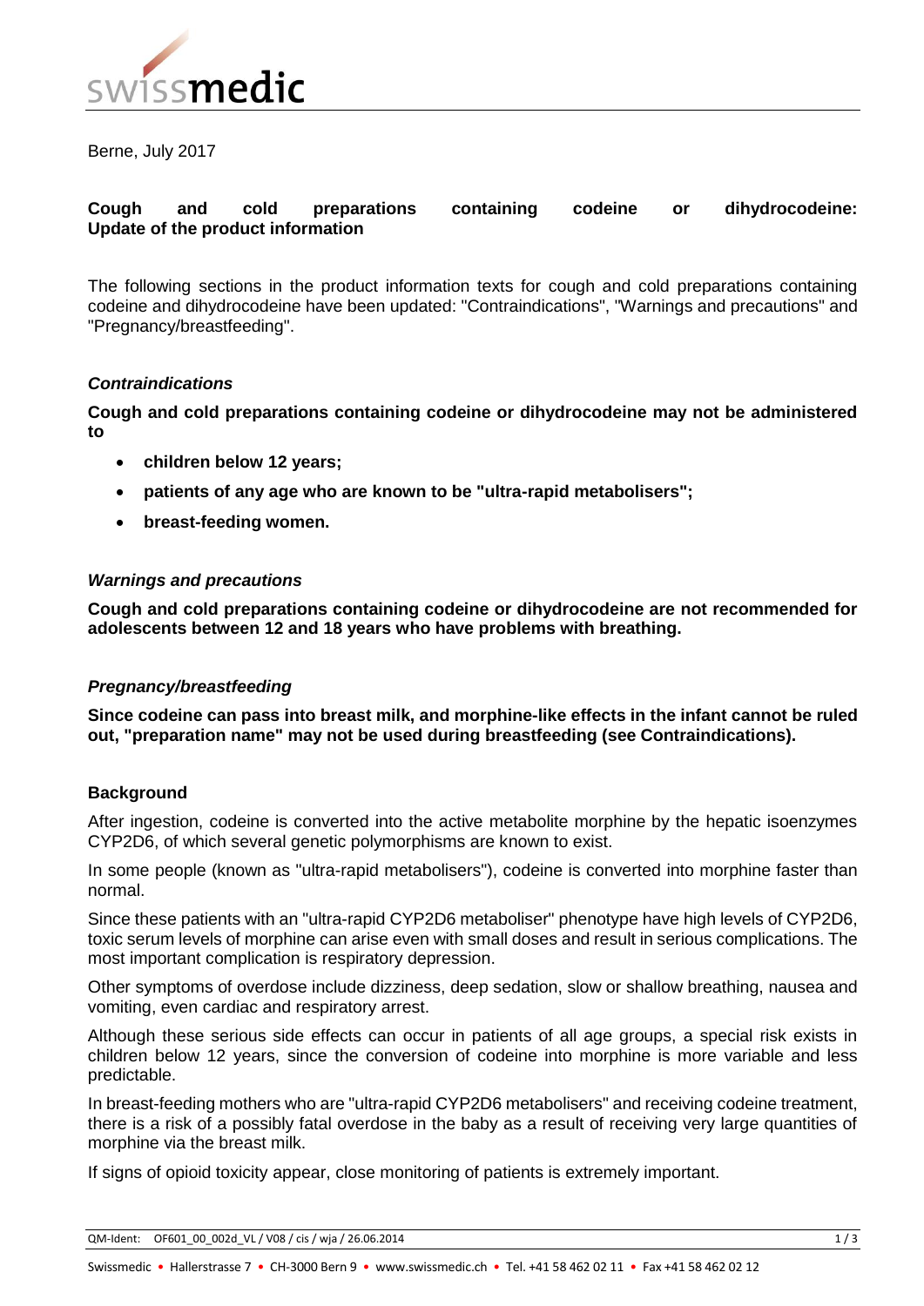Berne, July 2017

**Cough and cold preparations containing codeine or dihydrocodeine: Update of the product information**

The following sections in the product information texts for cough and cold preparations containing codeine and dihydrocodeine have been updated: "Contraindications", "Warnings and precautions" and "Pregnancy/breastfeeding".

### *Contraindications*

**Cough and cold preparations containing codeine or dihydrocodeine may not be administered to**

- **children below 12 years;**
- **patients of any age who are known to be "ultra-rapid metabolisers";**
- **breast-feeding women.**

### *Warnings and precautions*

**Cough and cold preparations containing codeine or dihydrocodeine are not recommended for adolescents between 12 and 18 years who have problems with breathing.**

### *Pregnancy/breastfeeding*

**Since codeine can pass into breast milk, and morphine-like effects in the infant cannot be ruled out, "preparation name" may not be used during breastfeeding (see Contraindications).**

### Background

After ingestion, codeine is converted into the active metabolite morphine by the hepatic isoenzymes CYP2D6, of which several genetic polymorphisms are known to exist.

In some people (known as "ultra-rapid metabolisers"), codeine is converted into morphine faster than normal.

Since these patients with an "ultra-rapid CYP2D6 metaboliser" phenotype have high levels of CYP2D6, toxic serum levels of morphine can arise even with small doses and result in serious complications. The most important complication is respiratory depression.

Other symptoms of overdose include dizziness, deep sedation, slow or shallow breathing, nausea and vomiting, even cardiac and respiratory arrest.

Although these serious side effects can occur in patients of all age groups, a special risk exists in children below 12 years, since the conversion of codeine into morphine is more variable and less predictable.

In breast-feeding mothers who are "ultra-rapid CYP2D6 metabolisers" and receiving codeine treatment, there is a risk of a possibly fatal overdose in the baby as a result of receiving very large quantities of morphine via the breast milk.

If signs of opioid toxicity appear, close monitoring of patients is extremely important.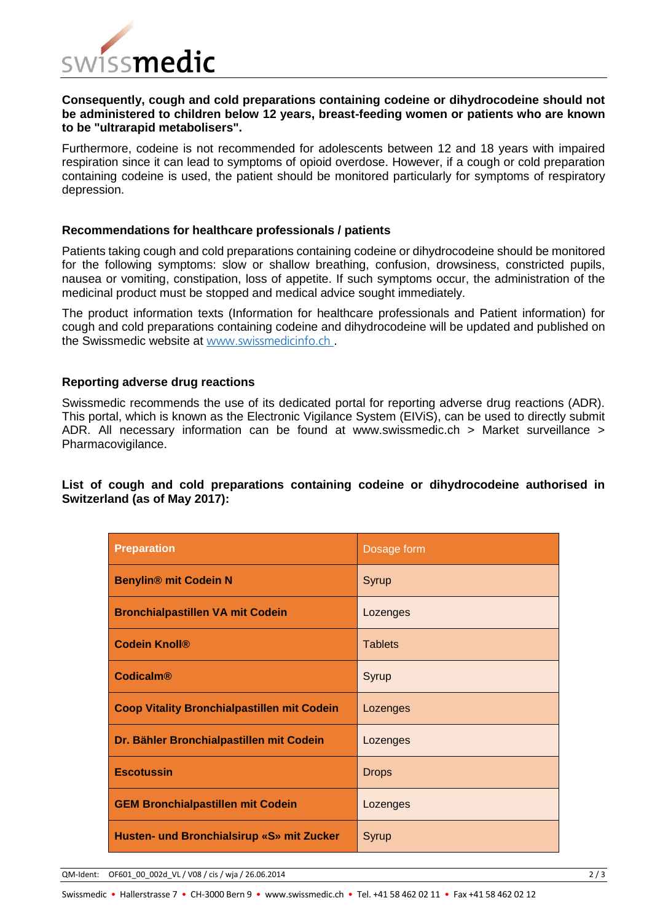**Consequently, cough and cold preparations containing codeine or dihydrocodeine should not be administered to children below 12 years, breast-feeding women or patients who are known to be "ultrarapid metabolisers".**

Furthermore, codeine is not recommended for adolescents between 12 and 18 years with impaired respiration since it can lead to symptoms of opioid overdose. However, if a cough or cold preparation containing codeine is used, the patient should be monitored particularly for symptoms of respiratory depression.

### Recommendations for healthcare professionals / patients

Patients taking cough and cold preparations containing codeine or dihydrocodeine should be monitored for the following symptoms: slow or shallow breathing, confusion, drowsiness, constricted pupils, nausea or vomiting, constipation, loss of appetite. If such symptoms occur, the administration of the medicinal product must be stopped and medical advice sought immediately.

The product information texts (Information for healthcare professionals and Patient information) for cough and cold preparations containing codeine and dihydrocodeine will be updated and published on the Swissmedic website at www.swissmedicinfo.ch .

### Reporting adverse drug reactions

Swissmedic recommends the use of its dedicated portal for reporting adverse drug reactions (ADR). This portal, which is known as the Electronic Vigilance System (ElViS), can be used to directly submit ADR. All necessary information can be found at www.swissmedic.ch > Market surveillance > Pharmacovigilance.

**List of cough and cold preparations containing codeine or dihydrocodeine authorised in Switzerland (as of May 2017):**

| Preparation | Dosage form |
|---|---|
| **Benylin® mit Codein N** | Syrup |
| **Bronchialpastillen VA mit Codein** | Lozenges |
| **Codein Knoll®** | Tablets |
| **Codicalm®** | Syrup |
| **Coop Vitality Bronchialpastillen mit Codein** | Lozenges |
| **Dr. Bähler Bronchialpastillen mit Codein** | Lozenges |
| **Escotussin** | Drops |
| **GEM Bronchialpastillen mit Codein** | Lozenges |
| **Husten- und Bronchialsirup «S» mit Zucker** | Syrup |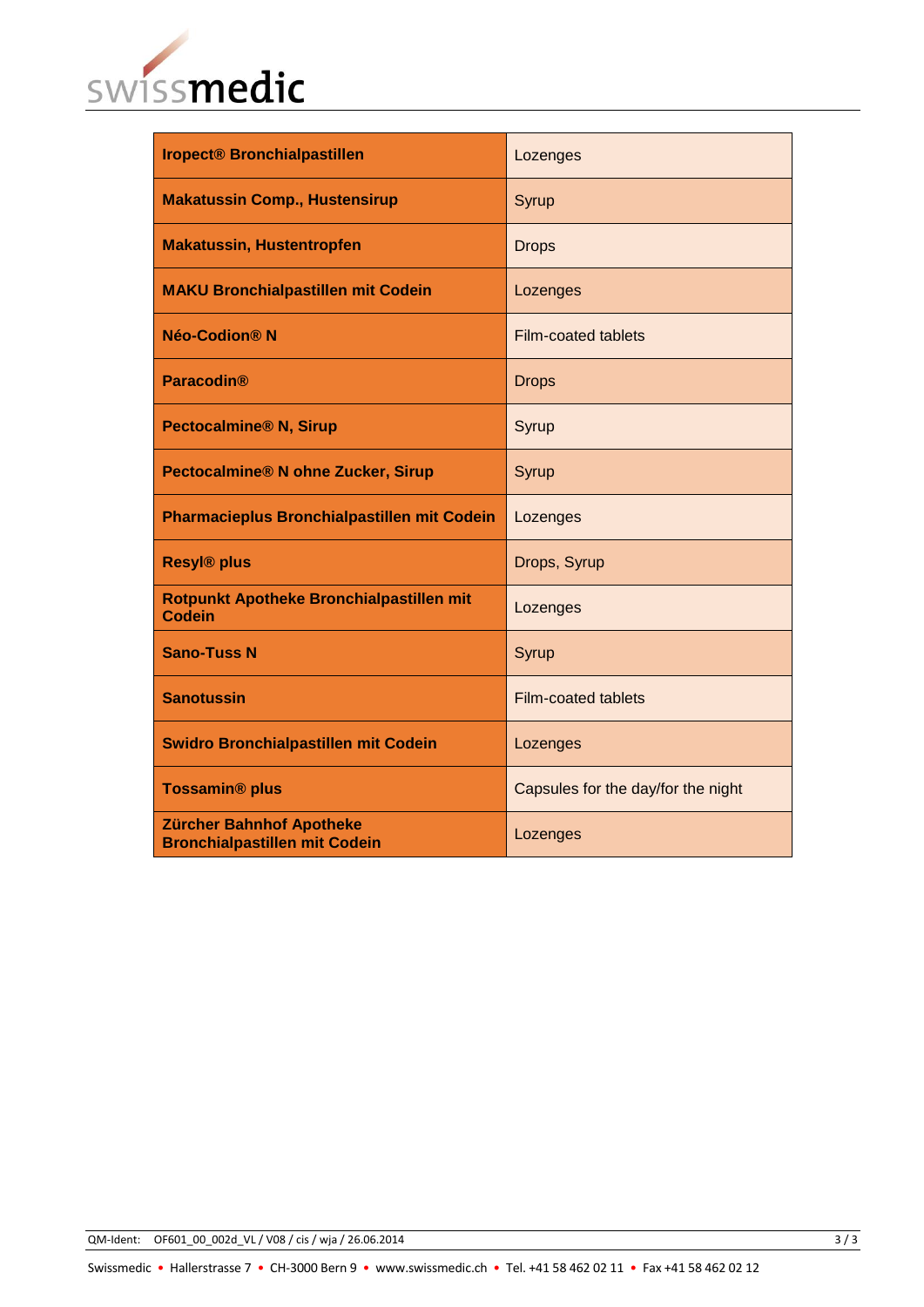| | |
|---|---|
| **Iropect® Bronchialpastillen** | Lozenges |
| **Makatussin Comp., Hustensirup** | Syrup |
| **Makatussin, Hustentropfen** | Drops |
| **MAKU Bronchialpastillen mit Codein** | Lozenges |
| **Néo-Codion® N** | Film-coated tablets |
| **Paracodin®** | Drops |
| **Pectocalmine® N, Sirup** | Syrup |
| **Pectocalmine® N ohne Zucker, Sirup** | Syrup |
| **Pharmacieplus Bronchialpastillen mit Codein** | Lozenges |
| **Resyl® plus** | Drops, Syrup |
| **Rotpunkt Apotheke Bronchialpastillen mit Codein** | Lozenges |
| **Sano-Tuss N** | Syrup |
| **Sanotussin** | Film-coated tablets |
| **Swidro Bronchialpastillen mit Codein** | Lozenges |
| **Tossamin® plus** | Capsules for the day/for the night |
| **Zürcher Bahnhof Apotheke Bronchialpastillen mit Codein** | Lozenges |